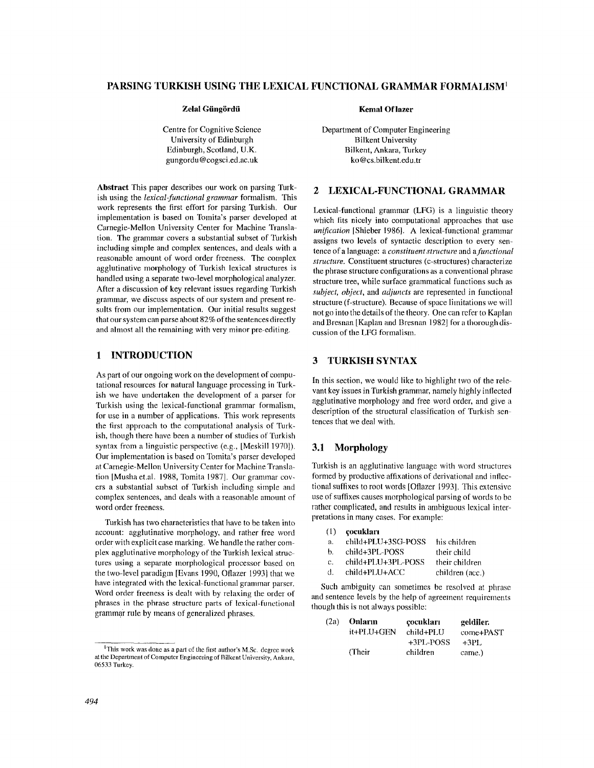# PARSING TURKISH USING THE LEXICAL FUNCTIONAL GRAMMAR FORMALISM[1]

**Zelal Güngördü**

Centre for Cognitive Science
University of Edinburgh
Edinburgh, Scotland, U.K.
gungordu@cogsci.ed.ac.uk

**Kemal Oflazer**

Department of Computer Engineering
Bilkent University
Bilkent, Ankara, Turkey
ko@cs.bilkent.edu.tr

**Abstract** This paper describes our work on parsing Turkish using the *lexical-functional grammar* formalism. This work represents the first effort for parsing Turkish. Our implementation is based on Tomita's parser developed at Carnegie-Mellon University Center for Machine Translation. The grammar covers a substantial subset of Turkish including simple and complex sentences, and deals with a reasonable amount of word order freeness. The complex agglutinative morphology of Turkish lexical structures is handled using a separate two-level morphological analyzer. After a discussion of key relevant issues regarding Turkish grammar, we discuss aspects of our system and present results from our implementation. Our initial results suggest that our system can parse about 82% of the sentences directly and almost all the remaining with very minor pre-editing.

## 1 INTRODUCTION

As part of our ongoing work on the development of computational resources for natural language processing in Turkish we have undertaken the development of a parser for Turkish using the lexical-functional grammar formalism, for use in a number of applications. This work represents the first approach to the computational analysis of Turkish, though there have been a number of studies of Turkish syntax from a linguistic perspective (e.g., [Meskill 1970]). Our implementation is based on Tomita's parser developed at Carnegie-Mellon University Center for Machine Translation [Musha et.al. 1988, Tomita 1987]. Our grammar covers a substantial subset of Turkish including simple and complex sentences, and deals with a reasonable amount of word order freeness.

Turkish has two characteristics that have to be taken into account: agglutinative morphology, and rather free word order with explicit case marking. We handle the rather complex agglutinative morphology of the Turkish lexical structures using a separate morphological processor based on the two-level paradigm [Evans 1990, Oflazer 1993] that we have integrated with the lexical-functional grammar parser. Word order freeness is dealt with by relaxing the order of phrases in the phrase structure parts of lexical-functional grammar rule by means of generalized phrases.

[1] This work was done as a part of the first author's M.Sc. degree work at the Department of Computer Engineering of Bilkent University, Ankara, 06533 Turkey.

## 2 LEXICAL-FUNCTIONAL GRAMMAR

Lexical-functional grammar (LFG) is a linguistic theory which fits nicely into computational approaches that use *unification* [Shieber 1986]. A lexical-functional grammar assigns two levels of syntactic description to every sentence of a language: a *constituent structure* and a *functional structure*. Constituent structures (c-structures) characterize the phrase structure configurations as a conventional phrase structure tree, while surface grammatical functions such as *subject*, *object*, and *adjuncts* are represented in functional structure (f-structure). Because of space limitations we will not go into the details of the theory. One can refer to Kaplan and Bresnan [Kaplan and Bresnan 1982] for a thorough discussion of the LFG formalism.

## 3 TURKISH SYNTAX

In this section, we would like to highlight two of the relevant key issues in Turkish grammar, namely highly inflected agglutinative morphology and free word order, and give a description of the structural classification of Turkish sentences that we deal with.

### 3.1 Morphology

Turkish is an agglutinative language with word structures formed by productive affixations of derivational and inflectional suffixes to root words [Oflazer 1993]. This extensive use of suffixes causes morphological parsing of words to be rather complicated, and results in ambiguous lexical interpretations in many cases. For example:

(1) **çocukları**

| | | |
|---|---|---|
| a. | child+PLU+3SG-POSS | his children |
| b. | child+3PL-POSS | their child |
| c. | child+PLU+3PL-POSS | their children |
| d. | child+PLU+ACC | children (acc.) |

Such ambiguity can sometimes be resolved at phrase and sentence levels by the help of agreement requirements though this is not always possible:

| (2a) | **Onların** | **çocukları** | **geldiler.** |
|---|---|---|---|
| | it+PLU+GEN | child+PLU +3PL-POSS | come+PAST +3PL |
| | (Their | children | came.) |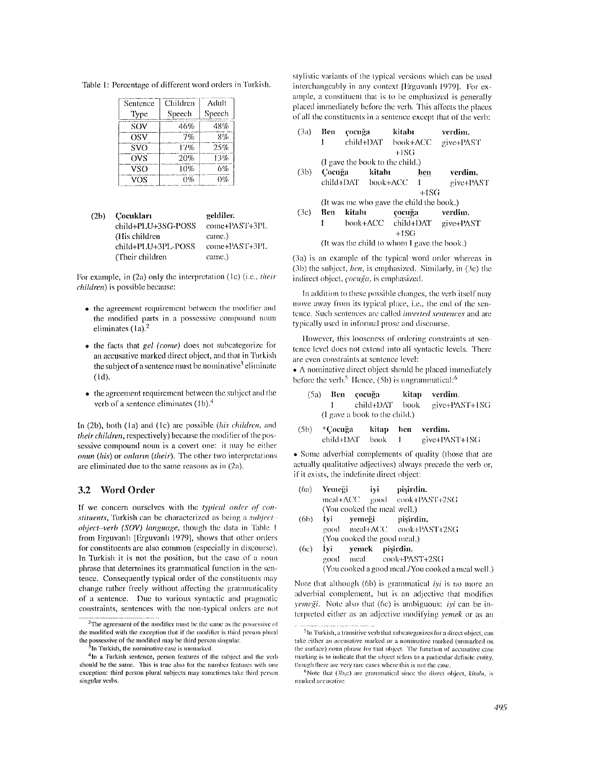Table 1: Percentage of different word orders in Turkish.

| Sentence Type | Children Speech | Adult Speech |
|---|---|---|
| SOV | 46% | 48% |
| OSV | 7% | 8% |
| SVO | 17% | 25% |
| OVS | 20% | 13% |
| VSO | 10% | 6% |
| VOS | 0% | 0% |

(2b) **Çocukları** **geldiler.**
child+PLU+3SG-POSS come+PAST+3PL
(His children came.)
child+PLU+3PL-POSS come+PAST+3PL
(Their children came.)

For example, in (2a) only the interpretation (1c) (i.e., *their children*) is possible because:

- the agreement requirement between the modifier and the modified parts in a possessive compound noun eliminates (1a).[2]
- the facts that *gel (come)* does not subcategorize for an accusative marked direct object, and that in Turkish the subject of a sentence must be nominative[3] eliminate (1d).
- the agreement requirement between the subject and the verb of a sentence eliminates (1b).[4]

In (2b), both (1a) and (1c) are possible (*his children*, and *their children*, respectively) because the modifier of the possessive compound noun is a covert one: it may be either *onun* (*his*) or *onların* (*their*). The other two interpretations are eliminated due to the same reasons as in (2a).

## 3.2 Word Order

If we concern ourselves with the *typical order of constituents*, Turkish can be characterized as being a *subject–object–verb (SOV) language*, though the data in Table 1 from Erguvanlı [Erguvanlı 1979], shows that other orders for constituents are also common (especially in discourse). In Turkish it is not the position, but the case of a noun phrase that determines its grammatical function in the sentence. Consequently typical order of the constituents may change rather freely without affecting the grammaticality of a sentence. Due to various syntactic and pragmatic constraints, sentences with the non-typical orders are not stylistic variants of the typical versions which can be used interchangeably in any context [Erguvanlı 1979]. For example, a constituent that is to be emphasized is generally placed immediately before the verb. This affects the places of all the constituents in a sentence except that of the verb:

(3a) **Ben** **çocuğa** **kitabı** **verdim.**
I child+DAT book+ACC give+PAST+1SG
(I gave the book to the child.)

(3b) **Çocuğa** **kitabı** **ben** **verdim.**
child+DAT book+ACC I give+PAST+1SG
(It was me who gave the child the book.)

(3c) **Ben** **kitabı** **çocuğa** **verdim.**
I book+ACC child+DAT give+PAST+1SG
(It was the child to whom I gave the book.)

(3a) is an example of the typical word order whereas in (3b) the subject, *ben*, is emphasized. Similarly, in (3c) the indirect object, *çocuğa*, is emphasized.

In addition to these possible changes, the verb itself may move away from its typical place, i.e., the end of the sentence. Such sentences are called *inverted sentences* and are typically used in informal prose and discourse.

However, this looseness of ordering constraints at sentence level does not extend into all syntactic levels. There are even constraints at sentence level:

- A nominative direct object should be placed immediately before the verb.[5] Hence, (5b) is ungrammatical:[6]

(5a) **Ben** **çocuğa** **kitap** **verdim.**
I child+DAT book give+PAST+1SG
(I gave a book to the child.)

(5b) *__Çocuğa__ **kitap** **ben** **verdim.**
child+DAT book I give+PAST+1SG

- Some adverbial complements of quality (those that are actually qualitative adjectives) always precede the verb or, if it exists, the indefinite direct object:

(6a) **Yemeği** **iyi** **pişirdin.**
meal+ACC good cook+PAST+2SG
(You cooked the meal well.)

(6b) **İyi** **yemeği** **pişirdin.**
good meal+ACC cook+PAST+2SG
(You cooked the good meal.)

(6c) **İyi** **yemek** **pişirdin.**
good meal cook+PAST+2SG
(You cooked a good meal./You cooked a meal well.)

Note that although (6b) is grammatical *iyi* is no more an adverbial complement, but is an adjective that modifies *yemeği*. Note also that (6c) is ambiguous: *iyi* can be interpreted either as an adjective modifying *yemek* or as an

[2] The agreement of the modifier must be the same as the possessive of the modified with the exception that if the modifier is third person plural the possessive of the modified may be third person singular.

[3] In Turkish, the nominative case is unmarked.

[4] In a Turkish sentence, person features of the subject and the verb should be the same. This is true also for the number features with one exception: third person plural subjects may sometimes take third person singular verbs.

[5] In Turkish, a transitive verb that subcategorizes for a direct object, can take either an accusative marked or a nominative marked (unmarked on the surface) noun phrase for that object. The function of accusative case marking is to indicate that the object refers to a particular definite entity, though there are very rare cases where this is not the case.

[6] Note that (3b,c) are grammatical since the direct object, *kitabı*, is marked accusative.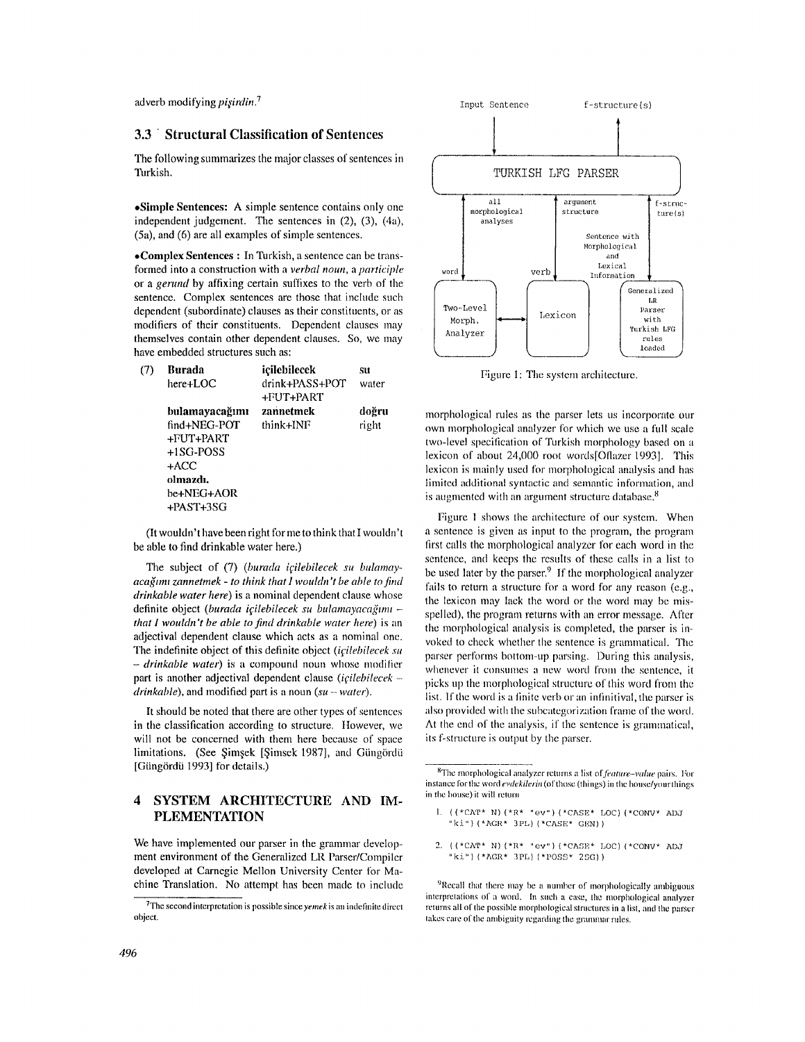adverb modifying *pişirdin*.[7]

### 3.3 Structural Classification of Sentences

The following summarizes the major classes of sentences in Turkish.

•**Simple Sentences:** A simple sentence contains only one independent judgement. The sentences in (2), (3), (4a), (5a), and (6) are all examples of simple sentences.

•**Complex Sentences :** In Turkish, a sentence can be transformed into a construction with a *verbal noun*, a *participle* or a *gerund* by affixing certain suffixes to the verb of the sentence. Complex sentences are those that include such dependent (subordinate) clauses as their constituents, or as modifiers of their constituents. Dependent clauses may themselves contain other dependent clauses. So, we may have embedded structures such as:

(7)

| **Burada** | **içilebilecek** | **su** |
|---|---|---|
| here+LOC | drink+PASS+POT +FUT+PART | water |
| **bulamayacağımı** | **zannetmek** | **doğru** |
| find+NEG-POT +FUT+PART +1SG-POSS +ACC | think+INF | right |
| **olmazdı.** | | |
| be+NEG+AOR +PAST+3SG | | |

(It wouldn't have been right for me to think that I wouldn't be able to find drinkable water here.)

The subject of (7) (*burada içilebilecek su bulamayacağımı zannetmek - to think that I wouldn't be able to find drinkable water here*) is a nominal dependent clause whose definite object (*burada içilebilecek su bulamayacağımı – that I wouldn't be able to find drinkable water here*) is an adjectival dependent clause which acts as a nominal one. The indefinite object of this definite object (*içilebilecek su – drinkable water*) is a compound noun whose modifier part is another adjectival dependent clause (*içilebilecek – drinkable*), and modified part is a noun (*su – water*).

It should be noted that there are other types of sentences in the classification according to structure. However, we will not be concerned with them here because of space limitations. (See Şimşek [Şimsek 1987], and Güngördü [Güngördü 1993] for details.)

## 4 SYSTEM ARCHITECTURE AND IMPLEMENTATION

We have implemented our parser in the grammar development environment of the Generalized LR Parser/Compiler developed at Carnegie Mellon University Center for Machine Translation. No attempt has been made to include morphological rules as the parser lets us incorporate our own morphological analyzer for which we use a full scale two-level specification of Turkish morphology based on a lexicon of about 24,000 root words[Oflazer 1993]. This lexicon is mainly used for morphological analysis and has limited additional syntactic and semantic information, and is augmented with an argument structure database.[8]

Figure 1: The system architecture.

Figure 1 shows the architecture of our system. When a sentence is given as input to the program, the program first calls the morphological analyzer for each word in the sentence, and keeps the results of these calls in a list to be used later by the parser.[9] If the morphological analyzer fails to return a structure for a word for any reason (e.g., the lexicon may lack the word or the word may be misspelled), the program returns with an error message. After the morphological analysis is completed, the parser is invoked to check whether the sentence is grammatical. The parser performs bottom-up parsing. During this analysis, whenever it consumes a new word from the sentence, it picks up the morphological structure of this word from the list. If the word is a finite verb or an infinitival, the parser is also provided with the subcategorization frame of the word. At the end of the analysis, if the sentence is grammatical, its f-structure is output by the parser.

---

[7] The second interpretation is possible since *yemek* is an indefinite direct object.

[8] The morphological analyzer returns a list of *feature–value* pairs. For instance for the word *evdekilerin* (of those (things) in the house/your things in the house) it will return

```
1. ((*CAT* N)(*R* "ev")(*CASE* LOC)(*CONV* ADJ
   "ki")(*AGR* 3PL)(*CASE* GEN))

2. ((*CAT* N)(*R* "ev")(*CASE* LOC)(*CONV* ADJ
   "ki")(*AGR* 3PL)(*POSS* 2SG))
```

[9] Recall that there may be a number of morphologically ambiguous interpretations of a word. In such a case, the morphological analyzer returns all of the possible morphological structures in a list, and the parser takes care of the ambiguity regarding the grammar rules.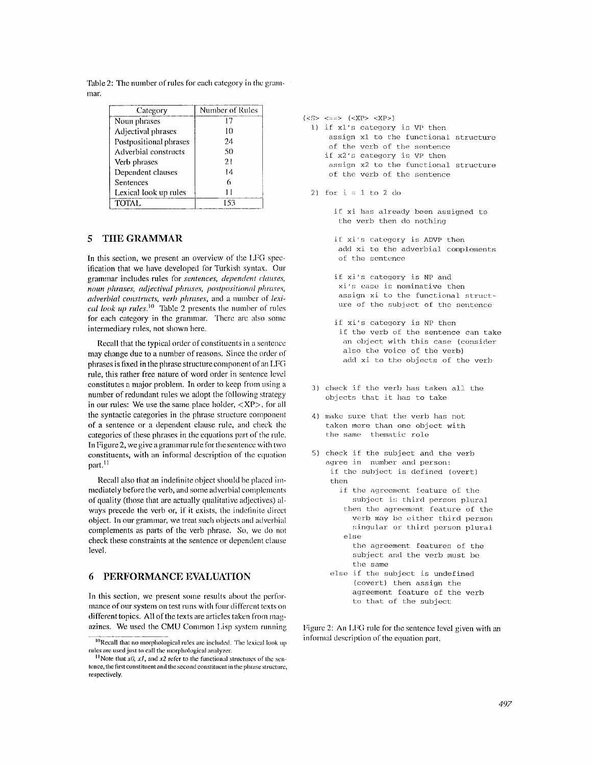Table 2: The number of rules for each category in the grammar.

| Category | Number of Rules |
|---|---|
| Noun phrases | 17 |
| Adjectival phrases | 10 |
| Postpositional phrases | 24 |
| Adverbial constructs | 50 |
| Verb phrases | 21 |
| Dependent clauses | 14 |
| Sentences | 6 |
| Lexical look up rules | 11 |
| TOTAL | 153 |

## 5 THE GRAMMAR

In this section, we present an overview of the LFG specification that we have developed for Turkish syntax. Our grammar includes rules for *sentences, dependent clauses, noun phrases, adjectival phrases, postpositional phrases, adverbial constructs, verb phrases*, and a number of *lexical look up rules*.[10] Table 2 presents the number of rules for each category in the grammar. There are also some intermediary rules, not shown here.

Recall that the typical order of constituents in a sentence may change due to a number of reasons. Since the order of phrases is fixed in the phrase structure component of an LFG rule, this rather free nature of word order in sentence level constitutes a major problem. In order to keep from using a number of redundant rules we adopt the following strategy in our rules: We use the same place holder, <XP>, for all the syntactic categories in the phrase structure component of a sentence or a dependent clause rule, and check the categories of these phrases in the equations part of the rule. In Figure 2, we give a grammar rule for the sentence with two constituents, with an informal description of the equation part.[11]

Recall also that an indefinite object should be placed immediately before the verb, and some adverbial complements of quality (those that are actually qualitative adjectives) always precede the verb or, if it exists, the indefinite direct object. In our grammar, we treat such objects and adverbial complements as parts of the verb phrase. So, we do not check these constraints at the sentence or dependent clause level.

## 6 PERFORMANCE EVALUATION

In this section, we present some results about the performance of our system on test runs with four different texts on different topics. All of the texts are articles taken from magazines. We used the CMU Common Lisp system running

```
(<S> <==> (<XP> <XP>)
  1) if x1's category is VP then
       assign x1 to the functional structure
       of the verb of the sentence
     if x2's category is VP then
       assign x2 to the functional structure
       of the verb of the sentence

  2) for i = 1 to 2 do

       if xi has already been assigned to
        the verb then do nothing

       if xi's category is ADVP then
        add xi to the adverbial complements
        of the sentence

       if xi's category is NP and
        xi's case is nominative then
        assign xi to the functional struct-
        ure of the subject of the sentence

       if xi's category is NP then
        if the verb of the sentence can take
         an object with this case (consider
         also the voice of the verb)
         add xi to the objects of the verb

  3) check if the verb has taken all the
     objects that it has to take

  4) make sure that the verb has not
     taken more than one object with
     the same  thematic role

  5) check if the subject and the verb
     agree in  number and person:
      if the subject is defined (overt)
      then
        if the agreement feature of the
           subject is third person plural
         then the agreement feature of the
           verb may be either third person
           singular or third person plural
        else
           the agreement features of the
           subject and the verb must be
           the same
      else if the subject is undefined
           (covert) then assign the
           agreement feature of the verb
           to that of the subject
```

Figure 2: An LFG rule for the sentence level given with an informal description of the equation part.

[10] Recall that no morphological rules are included. The lexical look up rules are used just to call the morphological analyzer.

[11] Note that *x0*, *x1*, and *x2* refer to the functional structures of the sentence, the first constituent and the second constituent in the phrase structure, respectively.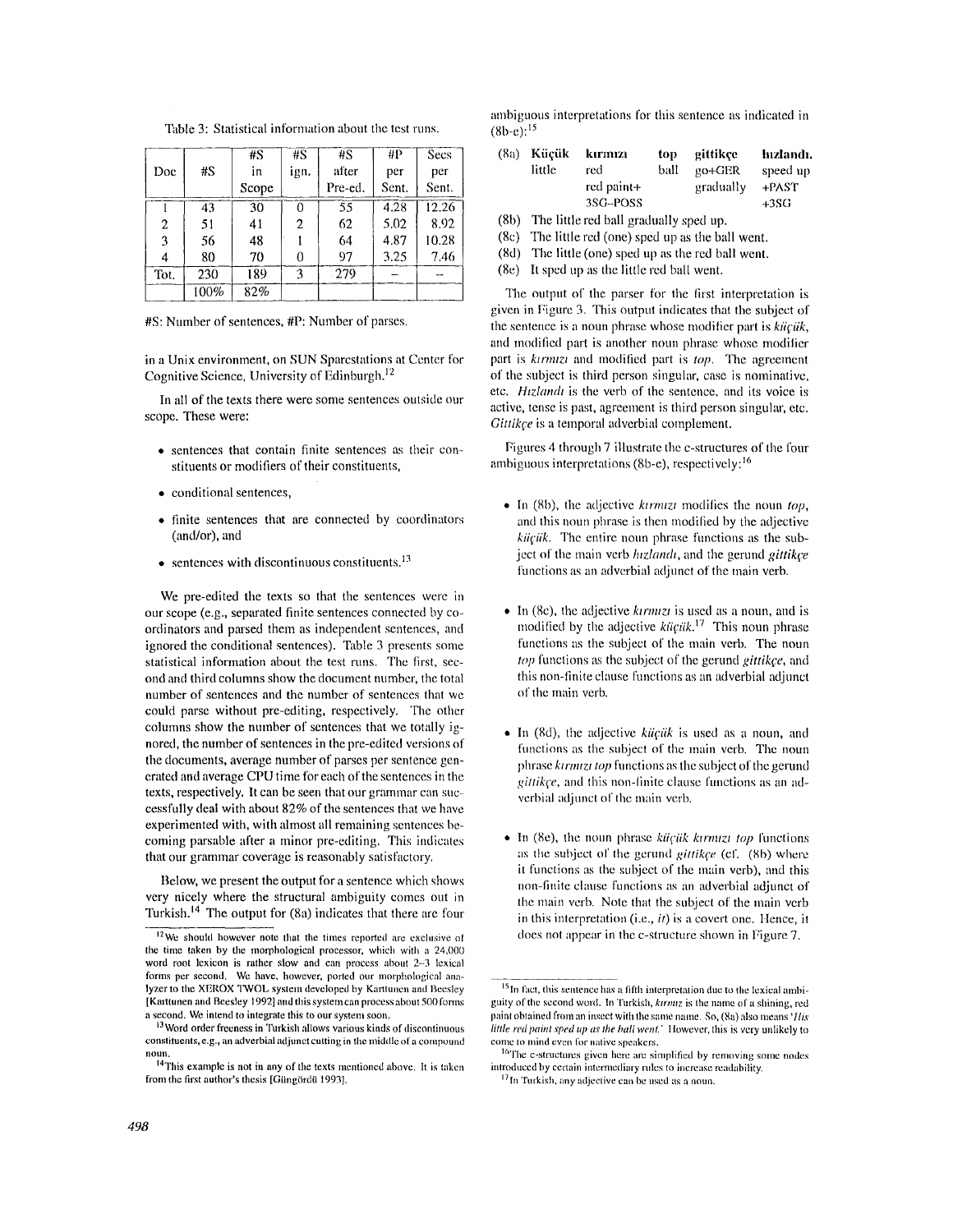Table 3: Statistical information about the test runs.

| Doc | #S | #S in Scope | #S ign. | #S after Pre-ed. | #P per Sent. | Secs per Sent. |
|---|---|---|---|---|---|---|
| 1 | 43 | 30 | 0 | 55 | 4.28 | 12.26 |
| 2 | 51 | 41 | 2 | 62 | 5.02 | 8.92 |
| 3 | 56 | 48 | 1 | 64 | 4.87 | 10.28 |
| 4 | 80 | 70 | 0 | 97 | 3.25 | 7.46 |
| Tot. | 230 | 189 | 3 | 279 | – | – |
| | 100% | 82% | | | | |

#S: Number of sentences, #P: Number of parses.

in a Unix environment, on SUN Sparcstations at Center for Cognitive Science, University of Edinburgh.[12]

In all of the texts there were some sentences outside our scope. These were:

- sentences that contain finite sentences as their constituents or modifiers of their constituents,
- conditional sentences,
- finite sentences that are connected by coordinators (and/or), and
- sentences with discontinuous constituents.[13]

We pre-edited the texts so that the sentences were in our scope (e.g., separated finite sentences connected by coordinators and parsed them as independent sentences, and ignored the conditional sentences). Table 3 presents some statistical information about the test runs. The first, second and third columns show the document number, the total number of sentences and the number of sentences that we could parse without pre-editing, respectively. The other columns show the number of sentences that we totally ignored, the number of sentences in the pre-edited versions of the documents, average number of parses per sentence generated and average CPU time for each of the sentences in the texts, respectively. It can be seen that our grammar can successfully deal with about 82% of the sentences that we have experimented with, with almost all remaining sentences becoming parsable after a minor pre-editing. This indicates that our grammar coverage is reasonably satisfactory.

Below, we present the output for a sentence which shows very nicely where the structural ambiguity comes out in Turkish.[14] The output for (8a) indicates that there are four ambiguous interpretations for this sentence as indicated in (8b-e):[15]

| (8a) | **Küçük** | **kırmızı** | **top** | **gittikçe** | **hızlandı.** |
|---|---|---|---|---|---|
| | little | red | ball | go+GER | speed up |
| | | red paint+ | | gradually | +PAST |
| | | 3SG–POSS | | | +3SG |

(8b) The little red ball gradually sped up.
(8c) The little red (one) sped up as the ball went.
(8d) The little (one) sped up as the red ball went.
(8e) It sped up as the little red ball went.

The output of the parser for the first interpretation is given in Figure 3. This output indicates that the subject of the sentence is a noun phrase whose modifier part is *küçük*, and modified part is another noun phrase whose modifier part is *kırmızı* and modified part is *top*. The agreement of the subject is third person singular, case is nominative, etc. *Hızlandı* is the verb of the sentence, and its voice is active, tense is past, agreement is third person singular, etc. *Gittikçe* is a temporal adverbial complement.

Figures 4 through 7 illustrate the c-structures of the four ambiguous interpretations (8b-e), respectively:[16]

- In (8b), the adjective *kırmızı* modifies the noun *top*, and this noun phrase is then modified by the adjective *küçük*. The entire noun phrase functions as the subject of the main verb *hızlandı*, and the gerund *gittikçe* functions as an adverbial adjunct of the main verb.
- In (8c), the adjective *kırmızı* is used as a noun, and is modified by the adjective *küçük*.[17] This noun phrase functions as the subject of the main verb. The noun *top* functions as the subject of the gerund *gittikçe*, and this non-finite clause functions as an adverbial adjunct of the main verb.
- In (8d), the adjective *küçük* is used as a noun, and functions as the subject of the main verb. The noun phrase *kırmızı top* functions as the subject of the gerund *gittikçe*, and this non-finite clause functions as an adverbial adjunct of the main verb.
- In (8e), the noun phrase *küçük kırmızı top* functions as the subject of the gerund *gittikçe* (cf. (8b) where it functions as the subject of the main verb), and this non-finite clause functions as an adverbial adjunct of the main verb. Note that the subject of the main verb in this interpretation (i.e., *it*) is a covert one. Hence, it does not appear in the c-structure shown in Figure 7.

---

[12] We should however note that the times reported are exclusive of the time taken by the morphological processor, which with a 24,000 word root lexicon is rather slow and can process about 2–3 lexical forms per second. We have, however, ported our morphological analyzer to the XEROX TWOL system developed by Karttunen and Beesley [Karttunen and Beesley 1992] and this system can process about 500 forms a second. We intend to integrate this to our system soon.

[13] Word order freeness in Turkish allows various kinds of discontinuous constituents, e.g., an adverbial adjunct cutting in the middle of a compound noun.

[14] This example is not in any of the texts mentioned above. It is taken from the first author's thesis [Güngördü 1993].

[15] In fact, this sentence has a fifth interpretation due to the lexical ambiguity of the second word. In Turkish, *kırmız* is the name of a shining, red paint obtained from an insect with the same name. So, (8a) also means '*His little red paint sped up as the ball went.*' However, this is very unlikely to come to mind even for native speakers.

[16] The c-structures given here are simplified by removing some nodes introduced by certain intermediary rules to increase readability.

[17] In Turkish, any adjective can be used as a noun.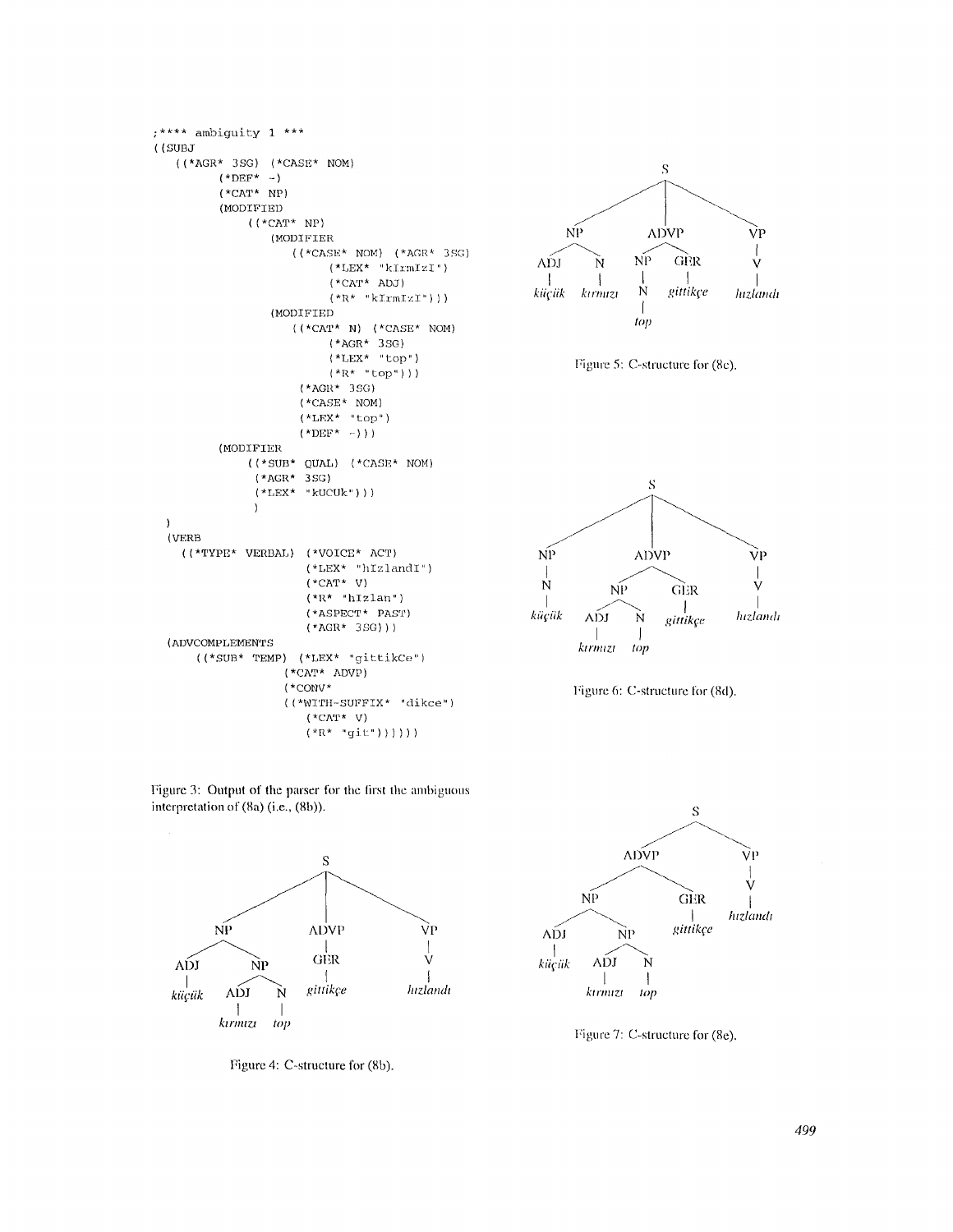```
;**** ambiguity 1 ***
((SUBJ
   ((*AGR* 3SG) (*CASE* NOM)
        (*DEF* -)
        (*CAT* NP)
        (MODIFIED
            ((*CAT* NP)
               (MODIFIER
                  ((*CASE* NOM) (*AGR* 3SG)
                        (*LEX* "kIrmIzI")
                        (*CAT* ADJ)
                        (*R* "kIrmIzI")))
               (MODIFIED
                  ((*CAT* N) (*CASE* NOM)
                        (*AGR* 3SG)
                        (*LEX* "top")
                        (*R* "top")))
                  (*AGR* 3SG)
                  (*CASE* NOM)
                  (*LEX* "top")
                  (*DEF* -)))
        (MODIFIER
            ((*SUB* QUAL) (*CASE* NOM)
             (*AGR* 3SG)
             (*LEX* "kUCUk")))
             )
 )
 (VERB
   ((*TYPE* VERBAL) (*VOICE* ACT)
                    (*LEX* "hIzlandI")
                    (*CAT* V)
                    (*R* "hIzlan")
                    (*ASPECT* PAST)
                    (*AGR* 3SG)))
 (ADVCOMPLEMENTS
     ((*SUB* TEMP) (*LEX* "gittikCe")
                  (*CAT* ADVP)
                  (*CONV*
                  ((*WITH-SUFFIX* "dikce")
                     (*CAT* V)
                     (*R* "git"))))))
```

Figure 3: Output of the parser for the first the ambiguous interpretation of (8a) (i.e., (8b)).

```
              S
   ___________|___________
  NP          ADVP        VP
  |  \         |          |
 ADJ  NP      GER         V
  |   / \      |          |
küçük ADJ N  gittikçe   hızlandı
      |   |
  kırmızı top
```

Figure 4: C-structure for (8b).

```
                S
   _____________|_____________
  NP          ADVP            VP
 /  \         /  \            |
ADJ  N       NP   GER         V
 |   |       |     |          |
küçük kırmızı N  gittikçe   hızlandı
             |
            top
```

Figure 5: C-structure for (8c).

```
              S
   ___________|___________
  NP         ADVP         VP
  |         /    \        |
  N        NP    GER      V
  |       /  \    |       |
küçük   ADJ   N gittikçe hızlandı
         |    |
     kırmızı top
```

Figure 6: C-structure for (8d).

```
                 S
          _______|_______
        ADVP             VP
       /    \            |
      NP    GER          V
     /  \    |           |
   ADJ   NP gittikçe   hızlandı
    |   /  \
 küçük ADJ  N
        |   |
    kırmızı top
```

Figure 7: C-structure for (8e).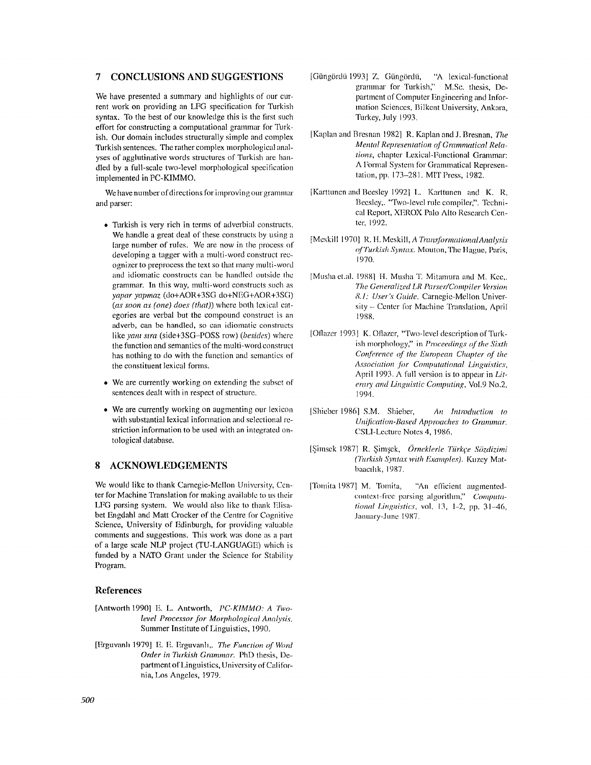## 7 CONCLUSIONS AND SUGGESTIONS

We have presented a summary and highlights of our current work on providing an LFG specification for Turkish syntax. To the best of our knowledge this is the first such effort for constructing a computational grammar for Turkish. Our domain includes structurally simple and complex Turkish sentences. The rather complex morphological analyses of agglutinative words structures of Turkish are handled by a full-scale two-level morphological specification implemented in PC-KIMMO.

We have number of directions for improving our grammar and parser:

- Turkish is very rich in terms of adverbial constructs. We handle a great deal of these constructs by using a large number of rules. We are now in the process of developing a tagger with a multi-word construct recognizer to preprocess the text so that many multi-word and idiomatic constructs can be handled outside the grammar. In this way, multi-word constructs such as *yapar yapmaz* (do+AOR+3SG do+NEG+AOR+3SG) (*as soon as (one) does (that)*) where both lexical categories are verbal but the compound construct is an adverb, can be handled, so can idiomatic constructs like *yanı sıra* (side+3SG–POSS row) (*besides*) where the function and semantics of the multi-word construct has nothing to do with the function and semantics of the constituent lexical forms.
- We are currently working on extending the subset of sentences dealt with in respect of structure.
- We are currently working on augmenting our lexicon with substantial lexical information and selectional restriction information to be used with an integrated ontological database.

## 8 ACKNOWLEDGEMENTS

We would like to thank Carnegie-Mellon University, Center for Machine Translation for making available to us their LFG parsing system. We would also like to thank Elisabet Engdahl and Matt Crocker of the Centre for Cognitive Science, University of Edinburgh, for providing valuable comments and suggestions. This work was done as a part of a large scale NLP project (TU-LANGUAGE) which is funded by a NATO Grant under the Science for Stability Program.

### References

[Antworth 1990] E. L. Antworth, *PC-KIMMO: A Two-level Processor for Morphological Analysis*. Summer Institute of Linguistics, 1990.

[Erguvanlı 1979] E. E. Erguvanlı,. *The Function of Word Order in Turkish Grammar*. PhD thesis, Department of Linguistics, University of California, Los Angeles, 1979.

[Güngördü 1993] Z. Güngördü, "A lexical-functional grammar for Turkish," M.Sc. thesis, Department of Computer Engineering and Information Sciences, Bilkent University, Ankara, Turkey, July 1993.

[Kaplan and Bresnan 1982] R. Kaplan and J. Bresnan, *The Mental Representation of Grammatical Relations*, chapter Lexical-Functional Grammar: A Formal System for Grammatical Representation, pp. 173–281. MIT Press, 1982.

[Karttunen and Beesley 1992] L. Karttunen and K. R. Beesley,. "Two-level rule compiler,". Technical Report, XEROX Palo Alto Research Center, 1992.

[Meskill 1970] R. H. Meskill, *A Transformational Analysis of Turkish Syntax*. Mouton, The Hague, Paris, 1970.

[Musha et.al. 1988] H. Musha T. Mitamura and M. Kee,. *The Generalized LR Parser/Compiler Version 8.1: User's Guide*. Carnegie-Mellon University – Center for Machine Translation, April 1988.

[Oflazer 1993] K. Oflazer, "Two-level description of Turkish morphology," in *Proceedings of the Sixth Conference of the European Chapter of the Association for Computational Linguistics*, April 1993. A full version is to appear in *Literary and Linguistic Computing*, Vol.9 No.2, 1994.

[Shieber 1986] S.M. Shieber, *An Introduction to Unification-Based Approaches to Grammar*. CSLI-Lecture Notes 4, 1986.

[Şimşek 1987] R. Şimşek, *Örneklerle Türkçe Sözdizimi (Turkish Syntax with Examples)*. Kuzey Matbaacılık, 1987.

[Tomita 1987] M. Tomita, "An efficient augmented-context-free parsing algorithm," *Computational Linguistics*, vol. 13, 1-2, pp. 31–46, January-June 1987.